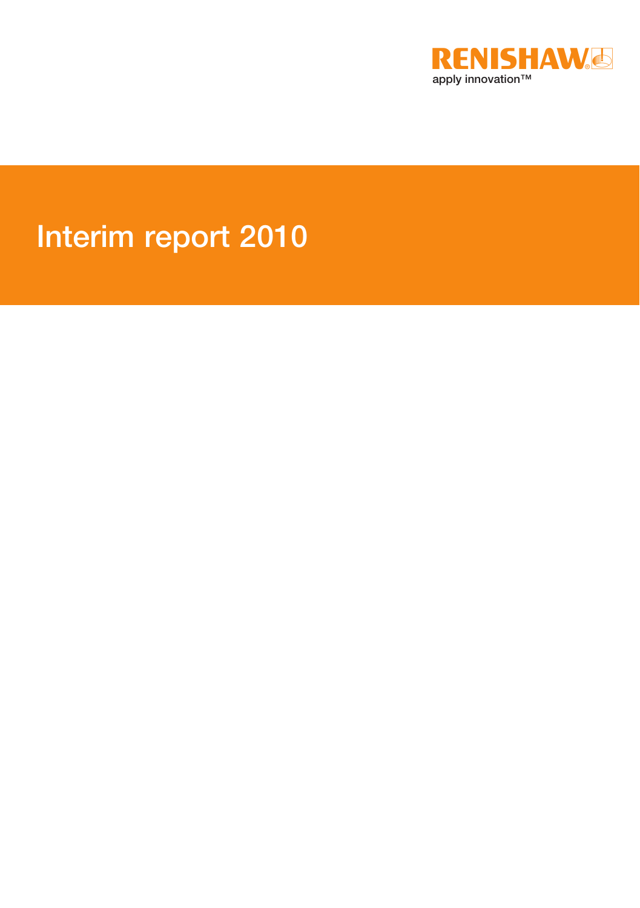RENISHAW
apply innovation™

# Interim report 2010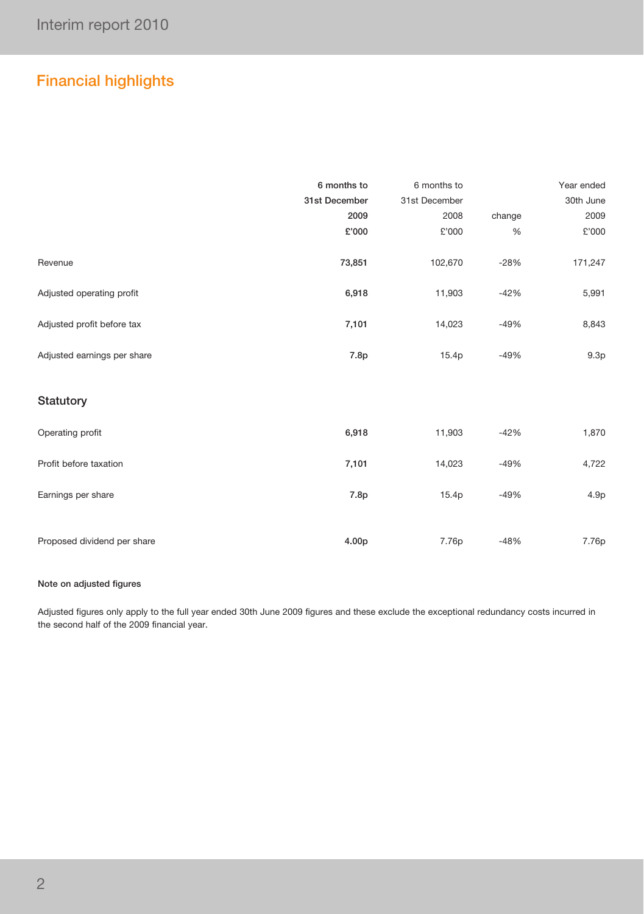## Financial highlights

| | 6 months to 31st December 2009 £'000 | 6 months to 31st December 2008 £'000 | change % | Year ended 30th June 2009 £'000 |
|---|---|---|---|---|
| Revenue | **73,851** | 102,670 | -28% | 171,247 |
| Adjusted operating profit | **6,918** | 11,903 | -42% | 5,991 |
| Adjusted profit before tax | **7,101** | 14,023 | -49% | 8,843 |
| Adjusted earnings per share | **7.8p** | 15.4p | -49% | 9.3p |
| **Statutory** | | | | |
| Operating profit | **6,918** | 11,903 | -42% | 1,870 |
| Profit before taxation | **7,101** | 14,023 | -49% | 4,722 |
| Earnings per share | **7.8p** | 15.4p | -49% | 4.9p |
| Proposed dividend per share | **4.00p** | 7.76p | -48% | 7.76p |

**Note on adjusted figures**

Adjusted figures only apply to the full year ended 30th June 2009 figures and these exclude the exceptional redundancy costs incurred in the second half of the 2009 financial year.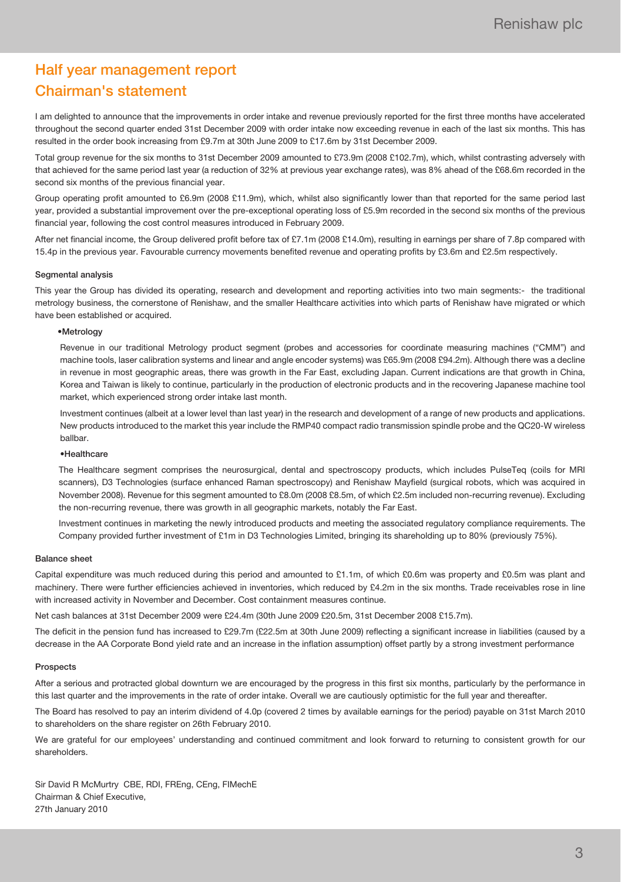# Half year management report

## Chairman's statement

I am delighted to announce that the improvements in order intake and revenue previously reported for the first three months have accelerated throughout the second quarter ended 31st December 2009 with order intake now exceeding revenue in each of the last six months. This has resulted in the order book increasing from £9.7m at 30th June 2009 to £17.6m by 31st December 2009.

Total group revenue for the six months to 31st December 2009 amounted to £73.9m (2008 £102.7m), which, whilst contrasting adversely with that achieved for the same period last year (a reduction of 32% at previous year exchange rates), was 8% ahead of the £68.6m recorded in the second six months of the previous financial year.

Group operating profit amounted to £6.9m (2008 £11.9m), which, whilst also significantly lower than that reported for the same period last year, provided a substantial improvement over the pre-exceptional operating loss of £5.9m recorded in the second six months of the previous financial year, following the cost control measures introduced in February 2009.

After net financial income, the Group delivered profit before tax of £7.1m (2008 £14.0m), resulting in earnings per share of 7.8p compared with 15.4p in the previous year. Favourable currency movements benefited revenue and operating profits by £3.6m and £2.5m respectively.

### Segmental analysis

This year the Group has divided its operating, research and development and reporting activities into two main segments:- the traditional metrology business, the cornerstone of Renishaw, and the smaller Healthcare activities into which parts of Renishaw have migrated or which have been established or acquired.

**•Metrology**

Revenue in our traditional Metrology product segment (probes and accessories for coordinate measuring machines ("CMM") and machine tools, laser calibration systems and linear and angle encoder systems) was £65.9m (2008 £94.2m). Although there was a decline in revenue in most geographic areas, there was growth in the Far East, excluding Japan. Current indications are that growth in China, Korea and Taiwan is likely to continue, particularly in the production of electronic products and in the recovering Japanese machine tool market, which experienced strong order intake last month.

Investment continues (albeit at a lower level than last year) in the research and development of a range of new products and applications. New products introduced to the market this year include the RMP40 compact radio transmission spindle probe and the QC20-W wireless ballbar.

**•Healthcare**

The Healthcare segment comprises the neurosurgical, dental and spectroscopy products, which includes PulseTeq (coils for MRI scanners), D3 Technologies (surface enhanced Raman spectroscopy) and Renishaw Mayfield (surgical robots, which was acquired in November 2008). Revenue for this segment amounted to £8.0m (2008 £8.5m, of which £2.5m included non-recurring revenue). Excluding the non-recurring revenue, there was growth in all geographic markets, notably the Far East.

Investment continues in marketing the newly introduced products and meeting the associated regulatory compliance requirements. The Company provided further investment of £1m in D3 Technologies Limited, bringing its shareholding up to 80% (previously 75%).

### Balance sheet

Capital expenditure was much reduced during this period and amounted to £1.1m, of which £0.6m was property and £0.5m was plant and machinery. There were further efficiencies achieved in inventories, which reduced by £4.2m in the six months. Trade receivables rose in line with increased activity in November and December. Cost containment measures continue.

Net cash balances at 31st December 2009 were £24.4m (30th June 2009 £20.5m, 31st December 2008 £15.7m).

The deficit in the pension fund has increased to £29.7m (£22.5m at 30th June 2009) reflecting a significant increase in liabilities (caused by a decrease in the AA Corporate Bond yield rate and an increase in the inflation assumption) offset partly by a strong investment performance

### Prospects

After a serious and protracted global downturn we are encouraged by the progress in this first six months, particularly by the performance in this last quarter and the improvements in the rate of order intake. Overall we are cautiously optimistic for the full year and thereafter.

The Board has resolved to pay an interim dividend of 4.0p (covered 2 times by available earnings for the period) payable on 31st March 2010 to shareholders on the share register on 26th February 2010.

We are grateful for our employees' understanding and continued commitment and look forward to returning to consistent growth for our shareholders.

Sir David R McMurtry CBE, RDI, FREng, CEng, FIMechE
Chairman & Chief Executive,
27th January 2010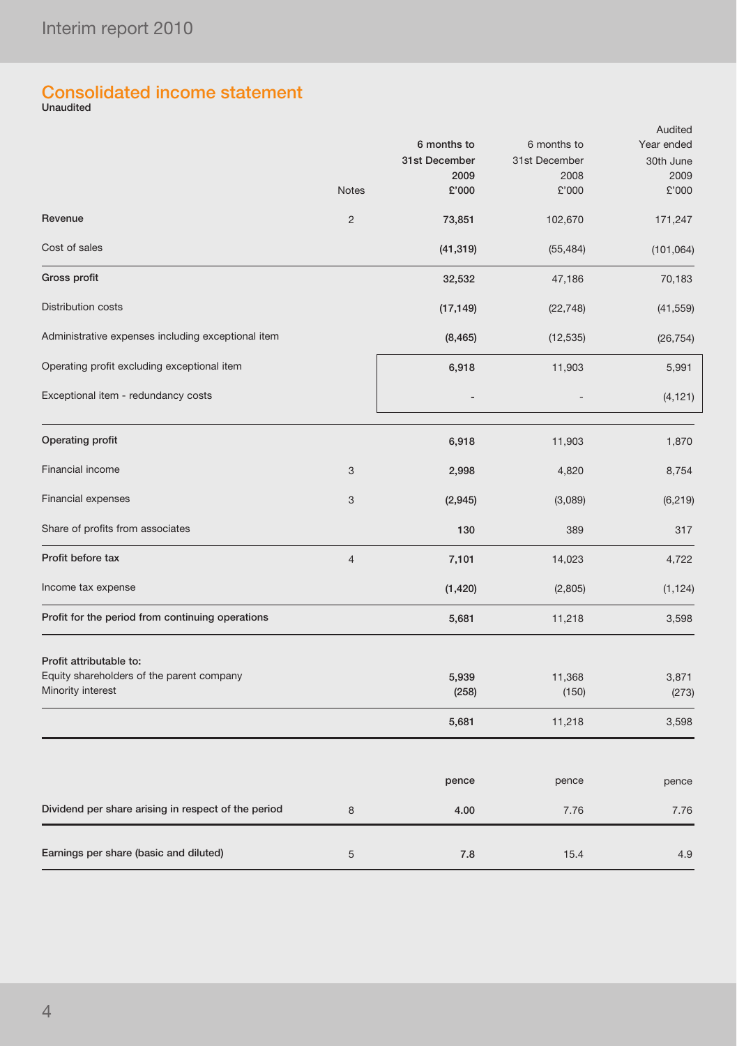# Consolidated income statement

**Unaudited**

| | Notes | 6 months to 31st December 2009 £'000 | 6 months to 31st December 2008 £'000 | Audited Year ended 30th June 2009 £'000 |
|---|---|---|---|---|
| **Revenue** | 2 | **73,851** | 102,670 | 171,247 |
| Cost of sales | | **(41,319)** | (55,484) | (101,064) |
| **Gross profit** | | **32,532** | 47,186 | 70,183 |
| Distribution costs | | **(17,149)** | (22,748) | (41,559) |
| Administrative expenses including exceptional item | | **(8,465)** | (12,535) | (26,754) |
| Operating profit excluding exceptional item | | **6,918** | 11,903 | 5,991 |
| Exceptional item - redundancy costs | | **-** | - | (4,121) |
| **Operating profit** | | **6,918** | 11,903 | 1,870 |
| Financial income | 3 | **2,998** | 4,820 | 8,754 |
| Financial expenses | 3 | **(2,945)** | (3,089) | (6,219) |
| Share of profits from associates | | **130** | 389 | 317 |
| **Profit before tax** | 4 | **7,101** | 14,023 | 4,722 |
| Income tax expense | | **(1,420)** | (2,805) | (1,124) |
| **Profit for the period from continuing operations** | | **5,681** | 11,218 | 3,598 |
| **Profit attributable to:** | | | | |
| Equity shareholders of the parent company | | **5,939** | 11,368 | 3,871 |
| Minority interest | | **(258)** | (150) | (273) |
| | | **5,681** | 11,218 | 3,598 |

| | Notes | pence | pence | pence |
|---|---|---|---|---|
| **Dividend per share arising in respect of the period** | 8 | **4.00** | 7.76 | 7.76 |
| **Earnings per share (basic and diluted)** | 5 | **7.8** | 15.4 | 4.9 |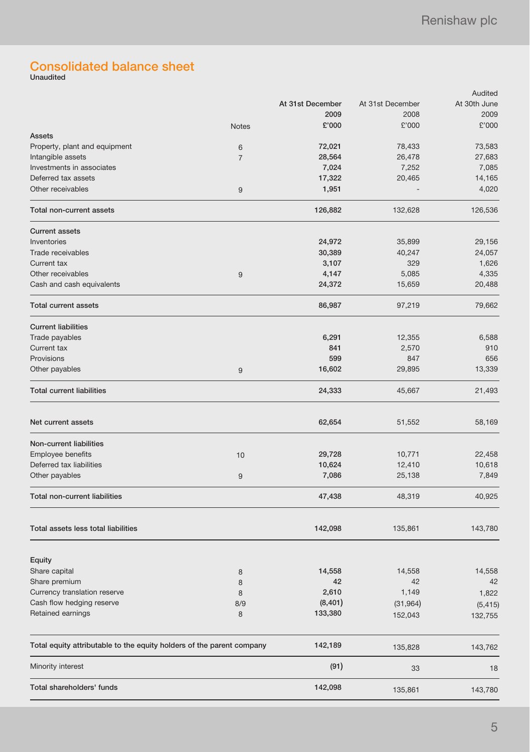## Consolidated balance sheet

**Unaudited**

| | Notes | At 31st December 2009 £'000 | At 31st December 2008 £'000 | Audited At 30th June 2009 £'000 |
|---|---|---|---|---|
| **Assets** | | | | |
| Property, plant and equipment | 6 | **72,021** | 78,433 | 73,583 |
| Intangible assets | 7 | **28,564** | 26,478 | 27,683 |
| Investments in associates | | **7,024** | 7,252 | 7,085 |
| Deferred tax assets | | **17,322** | 20,465 | 14,165 |
| Other receivables | 9 | **1,951** | - | 4,020 |
| **Total non-current assets** | | **126,882** | 132,628 | 126,536 |
| **Current assets** | | | | |
| Inventories | | **24,972** | 35,899 | 29,156 |
| Trade receivables | | **30,389** | 40,247 | 24,057 |
| Current tax | | **3,107** | 329 | 1,626 |
| Other receivables | 9 | **4,147** | 5,085 | 4,335 |
| Cash and cash equivalents | | **24,372** | 15,659 | 20,488 |
| **Total current assets** | | **86,987** | 97,219 | 79,662 |
| **Current liabilities** | | | | |
| Trade payables | | **6,291** | 12,355 | 6,588 |
| Current tax | | **841** | 2,570 | 910 |
| Provisions | | **599** | 847 | 656 |
| Other payables | 9 | **16,602** | 29,895 | 13,339 |
| **Total current liabilities** | | **24,333** | 45,667 | 21,493 |
| **Net current assets** | | **62,654** | 51,552 | 58,169 |
| **Non-current liabilities** | | | | |
| Employee benefits | 10 | **29,728** | 10,771 | 22,458 |
| Deferred tax liabilities | | **10,624** | 12,410 | 10,618 |
| Other payables | 9 | **7,086** | 25,138 | 7,849 |
| **Total non-current liabilities** | | **47,438** | 48,319 | 40,925 |
| **Total assets less total liabilities** | | **142,098** | 135,861 | 143,780 |
| **Equity** | | | | |
| Share capital | 8 | **14,558** | 14,558 | 14,558 |
| Share premium | 8 | **42** | 42 | 42 |
| Currency translation reserve | 8 | **2,610** | 1,149 | 1,822 |
| Cash flow hedging reserve | 8/9 | **(8,401)** | (31,964) | (5,415) |
| Retained earnings | 8 | **133,380** | 152,043 | 132,755 |
| **Total equity attributable to the equity holders of the parent company** | | **142,189** | 135,828 | 143,762 |
| Minority interest | | **(91)** | 33 | 18 |
| **Total shareholders' funds** | | **142,098** | 135,861 | 143,780 |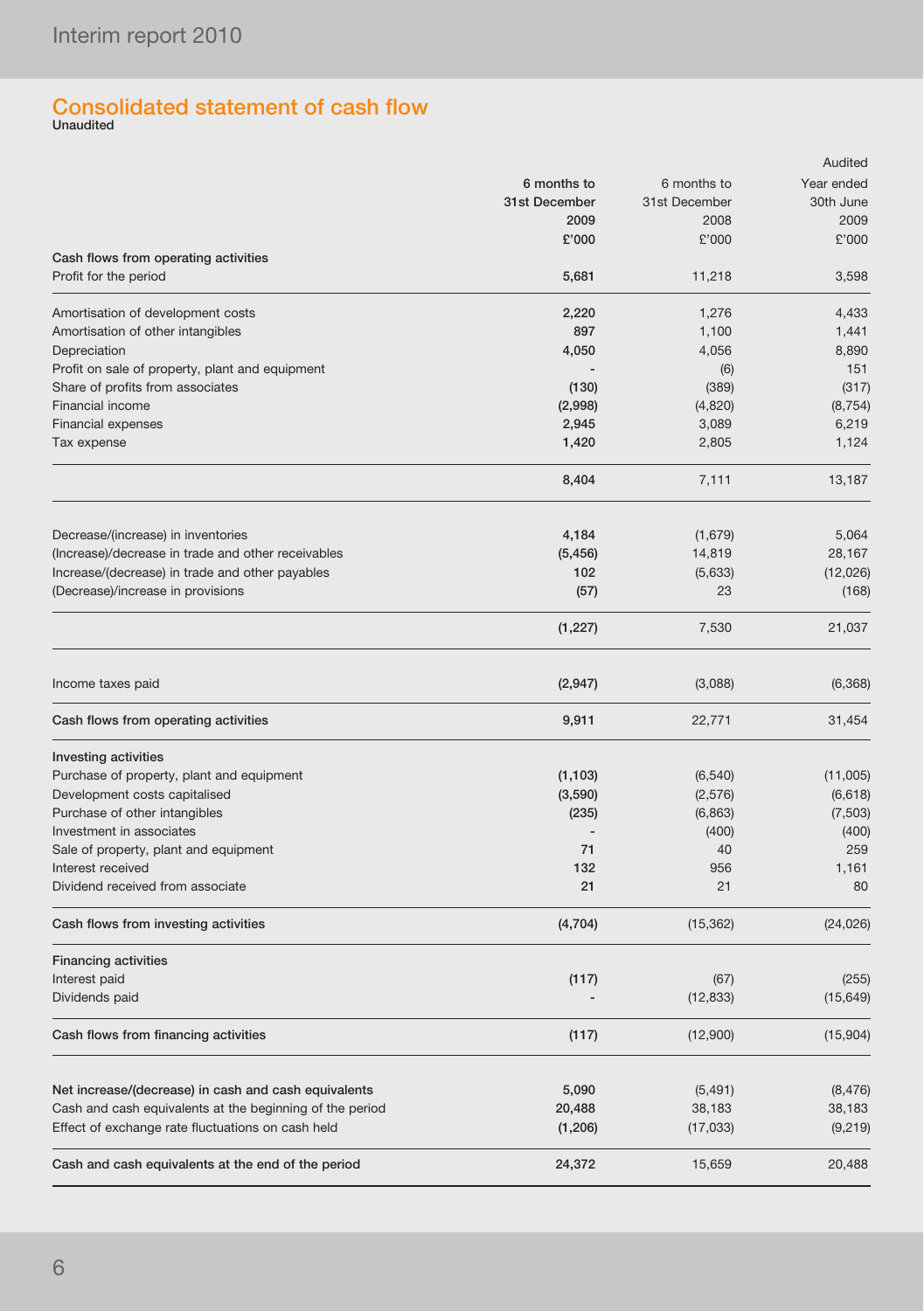## Consolidated statement of cash flow

**Unaudited**

| | 6 months to 31st December 2009 £'000 | 6 months to 31st December 2008 £'000 | Audited Year ended 30th June 2009 £'000 |
|---|---|---|---|
| **Cash flows from operating activities** | | | |
| Profit for the period | **5,681** | 11,218 | 3,598 |
| Amortisation of development costs | **2,220** | 1,276 | 4,433 |
| Amortisation of other intangibles | **897** | 1,100 | 1,441 |
| Depreciation | **4,050** | 4,056 | 8,890 |
| Profit on sale of property, plant and equipment | **-** | (6) | 151 |
| Share of profits from associates | **(130)** | (389) | (317) |
| Financial income | **(2,998)** | (4,820) | (8,754) |
| Financial expenses | **2,945** | 3,089 | 6,219 |
| Tax expense | **1,420** | 2,805 | 1,124 |
| | **8,404** | 7,111 | 13,187 |
| Decrease/(increase) in inventories | **4,184** | (1,679) | 5,064 |
| (Increase)/decrease in trade and other receivables | **(5,456)** | 14,819 | 28,167 |
| Increase/(decrease) in trade and other payables | **102** | (5,633) | (12,026) |
| (Decrease)/increase in provisions | **(57)** | 23 | (168) |
| | **(1,227)** | 7,530 | 21,037 |
| Income taxes paid | **(2,947)** | (3,088) | (6,368) |
| **Cash flows from operating activities** | **9,911** | 22,771 | 31,454 |
| **Investing activities** | | | |
| Purchase of property, plant and equipment | **(1,103)** | (6,540) | (11,005) |
| Development costs capitalised | **(3,590)** | (2,576) | (6,618) |
| Purchase of other intangibles | **(235)** | (6,863) | (7,503) |
| Investment in associates | **-** | (400) | (400) |
| Sale of property, plant and equipment | **71** | 40 | 259 |
| Interest received | **132** | 956 | 1,161 |
| Dividend received from associate | **21** | 21 | 80 |
| **Cash flows from investing activities** | **(4,704)** | (15,362) | (24,026) |
| **Financing activities** | | | |
| Interest paid | **(117)** | (67) | (255) |
| Dividends paid | **-** | (12,833) | (15,649) |
| **Cash flows from financing activities** | **(117)** | (12,900) | (15,904) |
| **Net increase/(decrease) in cash and cash equivalents** | **5,090** | (5,491) | (8,476) |
| Cash and cash equivalents at the beginning of the period | **20,488** | 38,183 | 38,183 |
| Effect of exchange rate fluctuations on cash held | **(1,206)** | (17,033) | (9,219) |
| **Cash and cash equivalents at the end of the period** | **24,372** | 15,659 | 20,488 |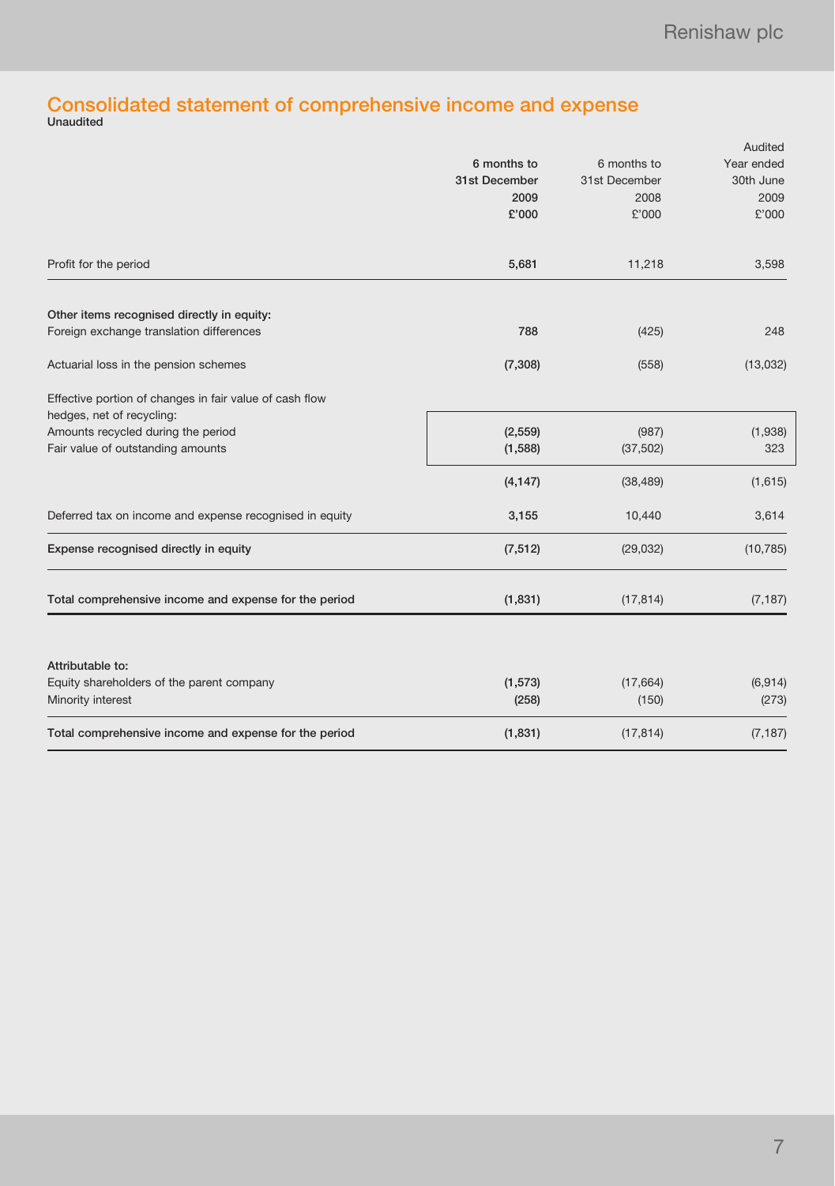# Consolidated statement of comprehensive income and expense

**Unaudited**

| | **6 months to 31st December 2009 £'000** | 6 months to 31st December 2008 £'000 | Audited Year ended 30th June 2009 £'000 |
|---|---|---|---|
| Profit for the period | **5,681** | 11,218 | 3,598 |
| **Other items recognised directly in equity:** | | | |
| Foreign exchange translation differences | **788** | (425) | 248 |
| Actuarial loss in the pension schemes | **(7,308)** | (558) | (13,032) |
| Effective portion of changes in fair value of cash flow hedges, net of recycling: | | | |
| Amounts recycled during the period | **(2,559)** | (987) | (1,938) |
| Fair value of outstanding amounts | **(1,588)** | (37,502) | 323 |
| | **(4,147)** | (38,489) | (1,615) |
| Deferred tax on income and expense recognised in equity | **3,155** | 10,440 | 3,614 |
| **Expense recognised directly in equity** | **(7,512)** | (29,032) | (10,785) |
| **Total comprehensive income and expense for the period** | **(1,831)** | (17,814) | (7,187) |
| **Attributable to:** | | | |
| Equity shareholders of the parent company | **(1,573)** | (17,664) | (6,914) |
| Minority interest | **(258)** | (150) | (273) |
| **Total comprehensive income and expense for the period** | **(1,831)** | (17,814) | (7,187) |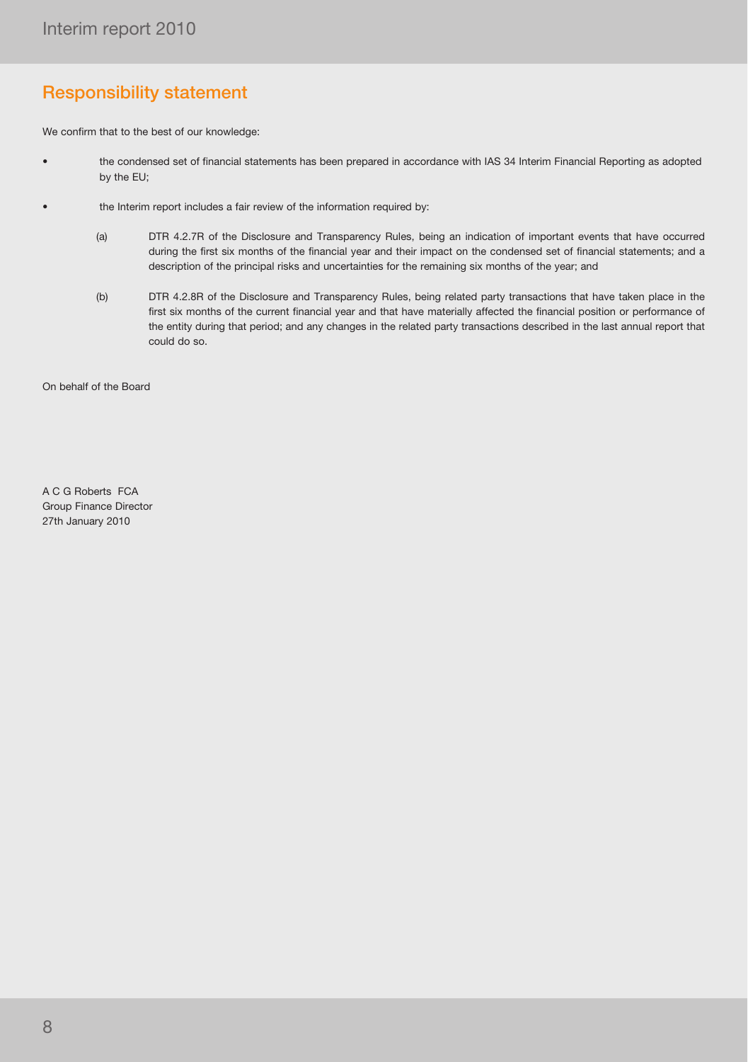## Responsibility statement

We confirm that to the best of our knowledge:

- the condensed set of financial statements has been prepared in accordance with IAS 34 Interim Financial Reporting as adopted by the EU;
- the Interim report includes a fair review of the information required by:
  - (a) DTR 4.2.7R of the Disclosure and Transparency Rules, being an indication of important events that have occurred during the first six months of the financial year and their impact on the condensed set of financial statements; and a description of the principal risks and uncertainties for the remaining six months of the year; and
  - (b) DTR 4.2.8R of the Disclosure and Transparency Rules, being related party transactions that have taken place in the first six months of the current financial year and that have materially affected the financial position or performance of the entity during that period; and any changes in the related party transactions described in the last annual report that could do so.

On behalf of the Board

A C G Roberts FCA
Group Finance Director
27th January 2010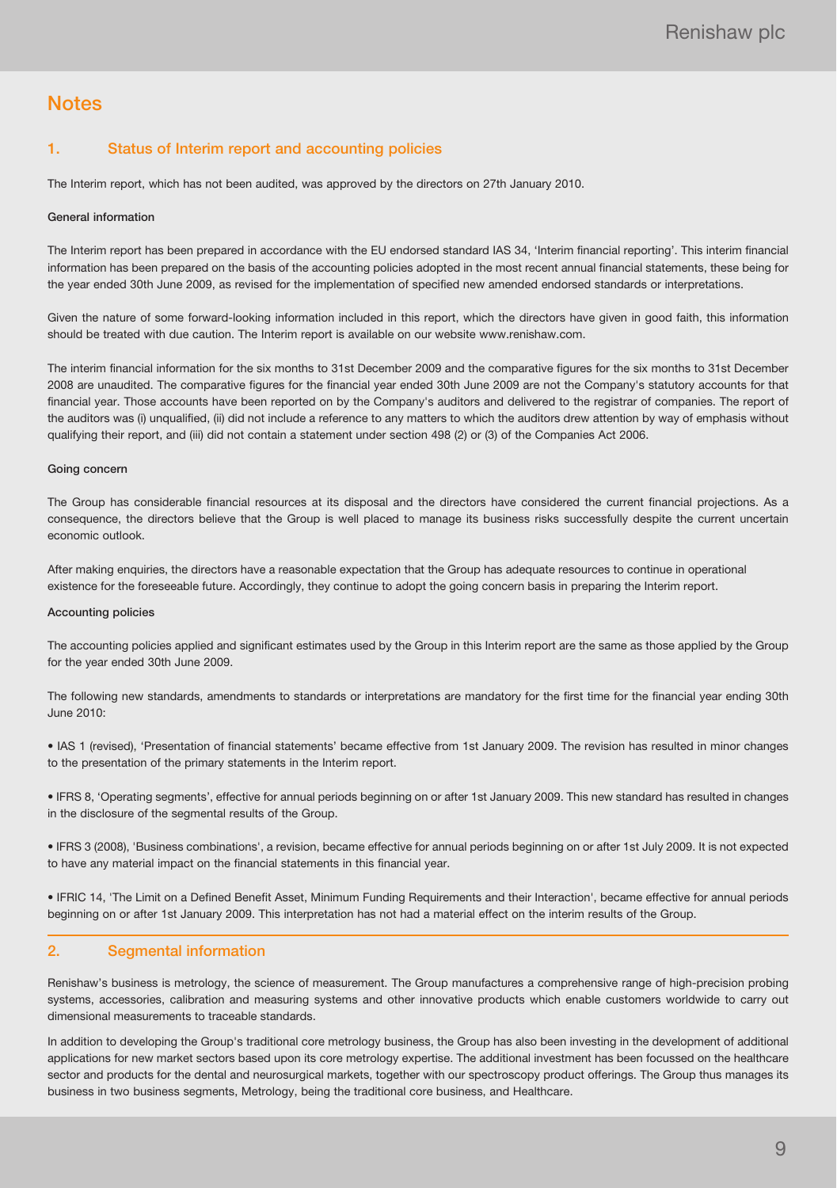# Notes

## 1. Status of Interim report and accounting policies

The Interim report, which has not been audited, was approved by the directors on 27th January 2010.

**General information**

The Interim report has been prepared in accordance with the EU endorsed standard IAS 34, 'Interim financial reporting'. This interim financial information has been prepared on the basis of the accounting policies adopted in the most recent annual financial statements, these being for the year ended 30th June 2009, as revised for the implementation of specified new amended endorsed standards or interpretations.

Given the nature of some forward-looking information included in this report, which the directors have given in good faith, this information should be treated with due caution. The Interim report is available on our website www.renishaw.com.

The interim financial information for the six months to 31st December 2009 and the comparative figures for the six months to 31st December 2008 are unaudited. The comparative figures for the financial year ended 30th June 2009 are not the Company's statutory accounts for that financial year. Those accounts have been reported on by the Company's auditors and delivered to the registrar of companies. The report of the auditors was (i) unqualified, (ii) did not include a reference to any matters to which the auditors drew attention by way of emphasis without qualifying their report, and (iii) did not contain a statement under section 498 (2) or (3) of the Companies Act 2006.

**Going concern**

The Group has considerable financial resources at its disposal and the directors have considered the current financial projections. As a consequence, the directors believe that the Group is well placed to manage its business risks successfully despite the current uncertain economic outlook.

After making enquiries, the directors have a reasonable expectation that the Group has adequate resources to continue in operational existence for the foreseeable future. Accordingly, they continue to adopt the going concern basis in preparing the Interim report.

**Accounting policies**

The accounting policies applied and significant estimates used by the Group in this Interim report are the same as those applied by the Group for the year ended 30th June 2009.

The following new standards, amendments to standards or interpretations are mandatory for the first time for the financial year ending 30th June 2010:

- IAS 1 (revised), 'Presentation of financial statements' became effective from 1st January 2009. The revision has resulted in minor changes to the presentation of the primary statements in the Interim report.

- IFRS 8, 'Operating segments', effective for annual periods beginning on or after 1st January 2009. This new standard has resulted in changes in the disclosure of the segmental results of the Group.

- IFRS 3 (2008), 'Business combinations', a revision, became effective for annual periods beginning on or after 1st July 2009. It is not expected to have any material impact on the financial statements in this financial year.

- IFRIC 14, 'The Limit on a Defined Benefit Asset, Minimum Funding Requirements and their Interaction', became effective for annual periods beginning on or after 1st January 2009. This interpretation has not had a material effect on the interim results of the Group.

## 2. Segmental information

Renishaw's business is metrology, the science of measurement. The Group manufactures a comprehensive range of high-precision probing systems, accessories, calibration and measuring systems and other innovative products which enable customers worldwide to carry out dimensional measurements to traceable standards.

In addition to developing the Group's traditional core metrology business, the Group has also been investing in the development of additional applications for new market sectors based upon its core metrology expertise. The additional investment has been focussed on the healthcare sector and products for the dental and neurosurgical markets, together with our spectroscopy product offerings. The Group thus manages its business in two business segments, Metrology, being the traditional core business, and Healthcare.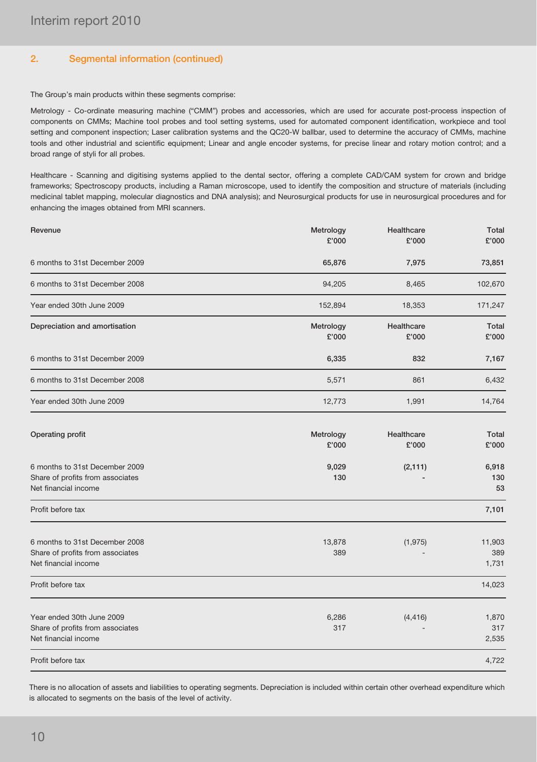## 2. Segmental information (continued)

The Group's main products within these segments comprise:

Metrology - Co-ordinate measuring machine ("CMM") probes and accessories, which are used for accurate post-process inspection of components on CMMs; Machine tool probes and tool setting systems, used for automated component identification, workpiece and tool setting and component inspection; Laser calibration systems and the QC20-W ballbar, used to determine the accuracy of CMMs, machine tools and other industrial and scientific equipment; Linear and angle encoder systems, for precise linear and rotary motion control; and a broad range of styli for all probes.

Healthcare - Scanning and digitising systems applied to the dental sector, offering a complete CAD/CAM system for crown and bridge frameworks; Spectroscopy products, including a Raman microscope, used to identify the composition and structure of materials (including medicinal tablet mapping, molecular diagnostics and DNA analysis); and Neurosurgical products for use in neurosurgical procedures and for enhancing the images obtained from MRI scanners.

| Revenue | Metrology £'000 | Healthcare £'000 | Total £'000 |
|---|---|---|---|
| 6 months to 31st December 2009 | **65,876** | **7,975** | **73,851** |
| 6 months to 31st December 2008 | 94,205 | 8,465 | 102,670 |
| Year ended 30th June 2009 | 152,894 | 18,353 | 171,247 |

| Depreciation and amortisation | Metrology £'000 | Healthcare £'000 | Total £'000 |
|---|---|---|---|
| 6 months to 31st December 2009 | **6,335** | **832** | **7,167** |
| 6 months to 31st December 2008 | 5,571 | 861 | 6,432 |
| Year ended 30th June 2009 | 12,773 | 1,991 | 14,764 |

| Operating profit | Metrology £'000 | Healthcare £'000 | Total £'000 |
|---|---|---|---|
| 6 months to 31st December 2009 | **9,029** | **(2,111)** | **6,918** |
| Share of profits from associates | **130** | **-** | **130** |
| Net financial income | | | **53** |
| Profit before tax | | | **7,101** |
| 6 months to 31st December 2008 | 13,878 | (1,975) | 11,903 |
| Share of profits from associates | 389 | - | 389 |
| Net financial income | | | 1,731 |
| Profit before tax | | | 14,023 |
| Year ended 30th June 2009 | 6,286 | (4,416) | 1,870 |
| Share of profits from associates | 317 | - | 317 |
| Net financial income | | | 2,535 |
| Profit before tax | | | 4,722 |

There is no allocation of assets and liabilities to operating segments. Depreciation is included within certain other overhead expenditure which is allocated to segments on the basis of the level of activity.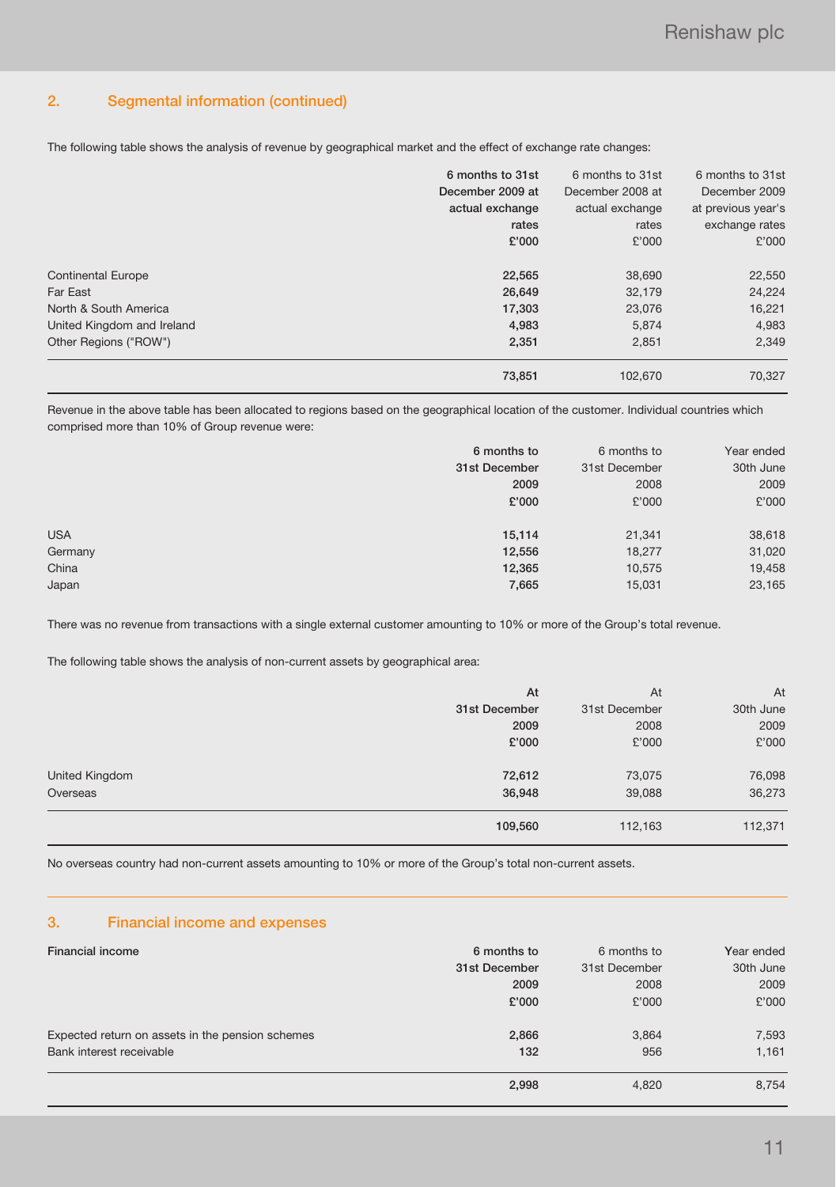## 2. Segmental information (continued)

The following table shows the analysis of revenue by geographical market and the effect of exchange rate changes:

| | 6 months to 31st December 2009 at actual exchange rates £'000 | 6 months to 31st December 2008 at actual exchange rates £'000 | 6 months to 31st December 2009 at previous year's exchange rates £'000 |
|---|---|---|---|
| Continental Europe | **22,565** | 38,690 | 22,550 |
| Far East | **26,649** | 32,179 | 24,224 |
| North & South America | **17,303** | 23,076 | 16,221 |
| United Kingdom and Ireland | **4,983** | 5,874 | 4,983 |
| Other Regions ("ROW") | **2,351** | 2,851 | 2,349 |
| | **73,851** | 102,670 | 70,327 |

Revenue in the above table has been allocated to regions based on the geographical location of the customer. Individual countries which comprised more than 10% of Group revenue were:

| | 6 months to 31st December 2009 £'000 | 6 months to 31st December 2008 £'000 | Year ended 30th June 2009 £'000 |
|---|---|---|---|
| USA | **15,114** | 21,341 | 38,618 |
| Germany | **12,556** | 18,277 | 31,020 |
| China | **12,365** | 10,575 | 19,458 |
| Japan | **7,665** | 15,031 | 23,165 |

There was no revenue from transactions with a single external customer amounting to 10% or more of the Group's total revenue.

The following table shows the analysis of non-current assets by geographical area:

| | At 31st December 2009 £'000 | At 31st December 2008 £'000 | At 30th June 2009 £'000 |
|---|---|---|---|
| United Kingdom | **72,612** | 73,075 | 76,098 |
| Overseas | **36,948** | 39,088 | 36,273 |
| | **109,560** | 112,163 | 112,371 |

No overseas country had non-current assets amounting to 10% or more of the Group's total non-current assets.

## 3. Financial income and expenses

| **Financial income** | 6 months to 31st December 2009 £'000 | 6 months to 31st December 2008 £'000 | Year ended 30th June 2009 £'000 |
|---|---|---|---|
| Expected return on assets in the pension schemes | **2,866** | 3,864 | 7,593 |
| Bank interest receivable | **132** | 956 | 1,161 |
| | **2,998** | 4,820 | 8,754 |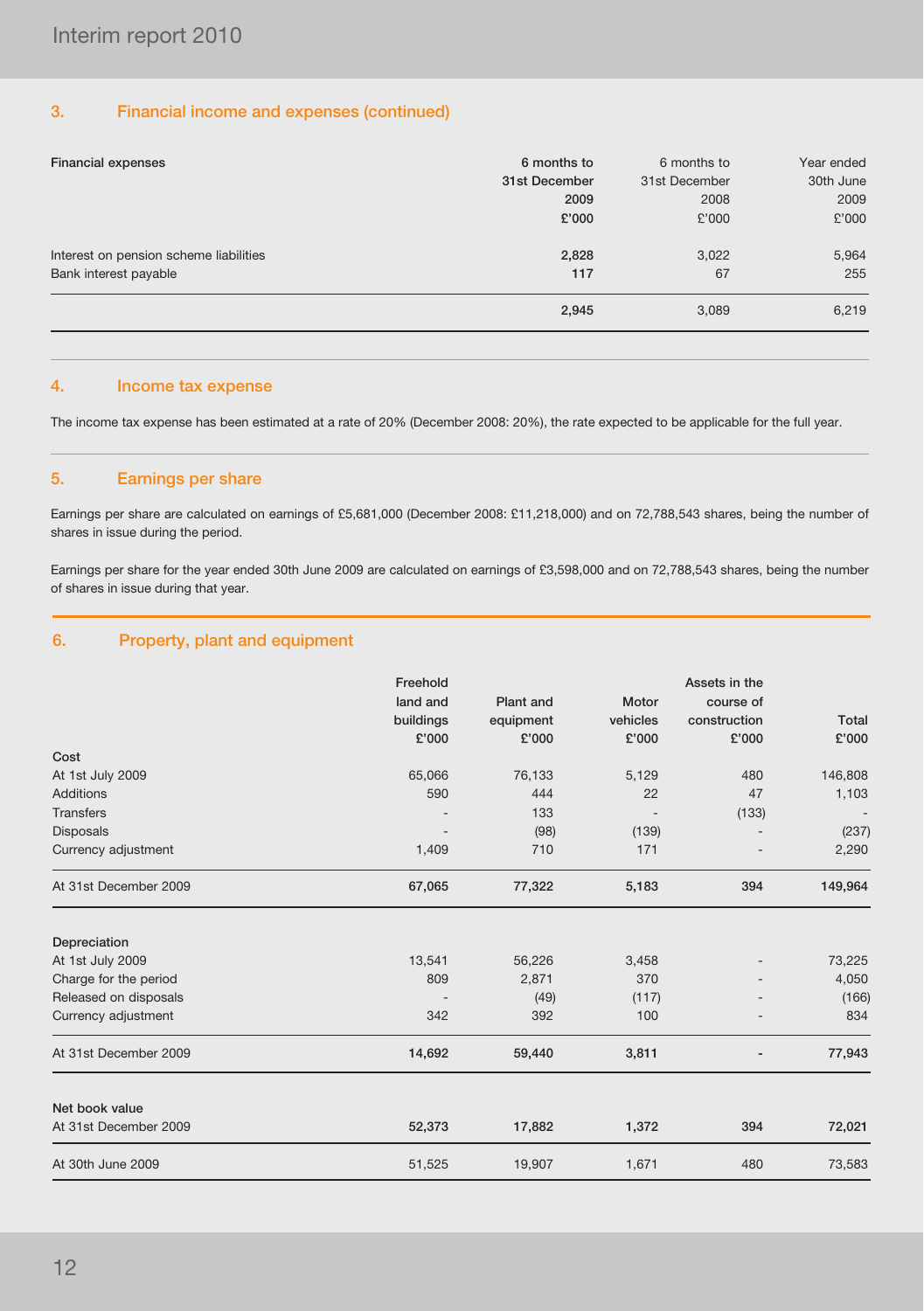## 3. Financial income and expenses (continued)

| Financial expenses | 6 months to 31st December 2009 £'000 | 6 months to 31st December 2008 £'000 | Year ended 30th June 2009 £'000 |
|---|---|---|---|
| Interest on pension scheme liabilities | **2,828** | 3,022 | 5,964 |
| Bank interest payable | **117** | 67 | 255 |
| | **2,945** | 3,089 | 6,219 |

## 4. Income tax expense

The income tax expense has been estimated at a rate of 20% (December 2008: 20%), the rate expected to be applicable for the full year.

## 5. Earnings per share

Earnings per share are calculated on earnings of £5,681,000 (December 2008: £11,218,000) and on 72,788,543 shares, being the number of shares in issue during the period.

Earnings per share for the year ended 30th June 2009 are calculated on earnings of £3,598,000 and on 72,788,543 shares, being the number of shares in issue during that year.

## 6. Property, plant and equipment

| | Freehold land and buildings £'000 | Plant and equipment £'000 | Motor vehicles £'000 | Assets in the course of construction £'000 | Total £'000 |
|---|---|---|---|---|---|
| **Cost** | | | | | |
| At 1st July 2009 | 65,066 | 76,133 | 5,129 | 480 | 146,808 |
| Additions | 590 | 444 | 22 | 47 | 1,103 |
| Transfers | - | 133 | - | (133) | - |
| Disposals | - | (98) | (139) | - | (237) |
| Currency adjustment | 1,409 | 710 | 171 | - | 2,290 |
| At 31st December 2009 | **67,065** | **77,322** | **5,183** | **394** | **149,964** |
| **Depreciation** | | | | | |
| At 1st July 2009 | 13,541 | 56,226 | 3,458 | - | 73,225 |
| Charge for the period | 809 | 2,871 | 370 | - | 4,050 |
| Released on disposals | - | (49) | (117) | - | (166) |
| Currency adjustment | 342 | 392 | 100 | - | 834 |
| At 31st December 2009 | **14,692** | **59,440** | **3,811** | **-** | **77,943** |
| **Net book value** | | | | | |
| At 31st December 2009 | **52,373** | **17,882** | **1,372** | **394** | **72,021** |
| At 30th June 2009 | 51,525 | 19,907 | 1,671 | 480 | 73,583 |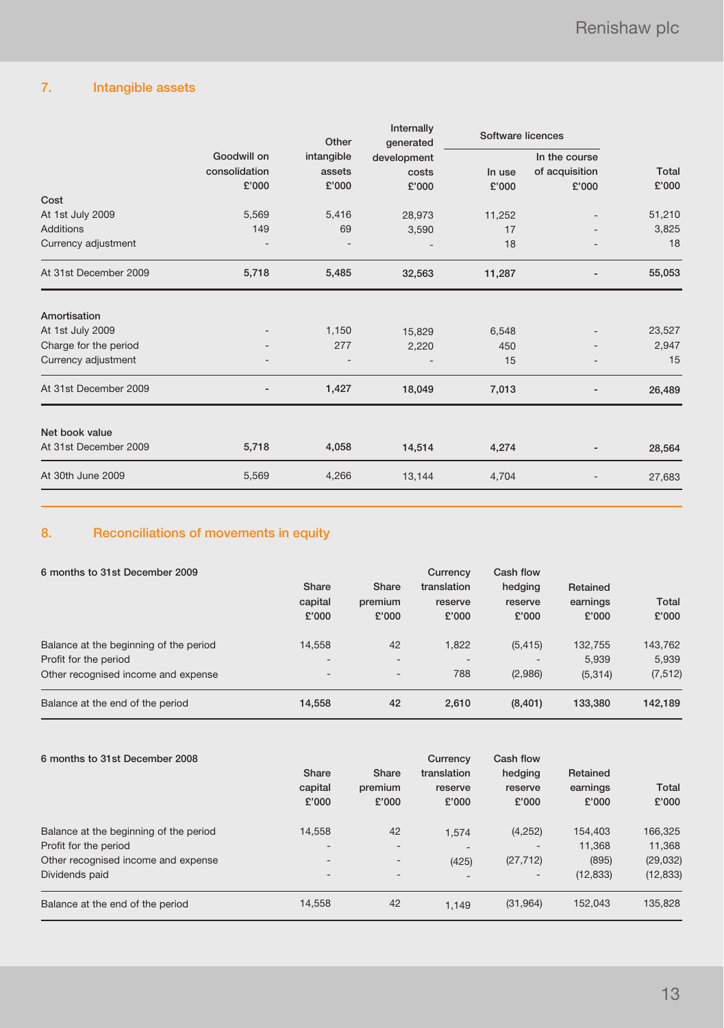## 7. Intangible assets

| | Goodwill on consolidation £'000 | Other intangible assets £'000 | Internally generated development costs £'000 | Software licences | | Total £'000 |
|---|---|---|---|---|---|---|
| | | | | In use £'000 | In the course of acquisition £'000 | |
| **Cost** | | | | | | |
| At 1st July 2009 | 5,569 | 5,416 | 28,973 | 11,252 | - | 51,210 |
| Additions | 149 | 69 | 3,590 | 17 | - | 3,825 |
| Currency adjustment | - | - | - | 18 | - | 18 |
| At 31st December 2009 | **5,718** | **5,485** | **32,563** | **11,287** | **-** | **55,053** |
| **Amortisation** | | | | | | |
| At 1st July 2009 | - | 1,150 | 15,829 | 6,548 | - | 23,527 |
| Charge for the period | - | 277 | 2,220 | 450 | - | 2,947 |
| Currency adjustment | - | - | - | 15 | - | 15 |
| At 31st December 2009 | **-** | **1,427** | **18,049** | **7,013** | **-** | **26,489** |
| **Net book value** | | | | | | |
| At 31st December 2009 | **5,718** | **4,058** | **14,514** | **4,274** | **-** | **28,564** |
| At 30th June 2009 | 5,569 | 4,266 | 13,144 | 4,704 | - | 27,683 |

## 8. Reconciliations of movements in equity

| 6 months to 31st December 2009 | Share capital £'000 | Share premium £'000 | Currency translation reserve £'000 | Cash flow hedging reserve £'000 | Retained earnings £'000 | Total £'000 |
|---|---|---|---|---|---|---|
| Balance at the beginning of the period | 14,558 | 42 | 1,822 | (5,415) | 132,755 | 143,762 |
| Profit for the period | - | - | - | - | 5,939 | 5,939 |
| Other recognised income and expense | - | - | 788 | (2,986) | (5,314) | (7,512) |
| Balance at the end of the period | **14,558** | **42** | **2,610** | **(8,401)** | **133,380** | **142,189** |

| 6 months to 31st December 2008 | Share capital £'000 | Share premium £'000 | Currency translation reserve £'000 | Cash flow hedging reserve £'000 | Retained earnings £'000 | Total £'000 |
|---|---|---|---|---|---|---|
| Balance at the beginning of the period | 14,558 | 42 | 1,574 | (4,252) | 154,403 | 166,325 |
| Profit for the period | - | - | - | - | 11,368 | 11,368 |
| Other recognised income and expense | - | - | (425) | (27,712) | (895) | (29,032) |
| Dividends paid | - | - | - | - | (12,833) | (12,833) |
| Balance at the end of the period | 14,558 | 42 | 1,149 | (31,964) | 152,043 | 135,828 |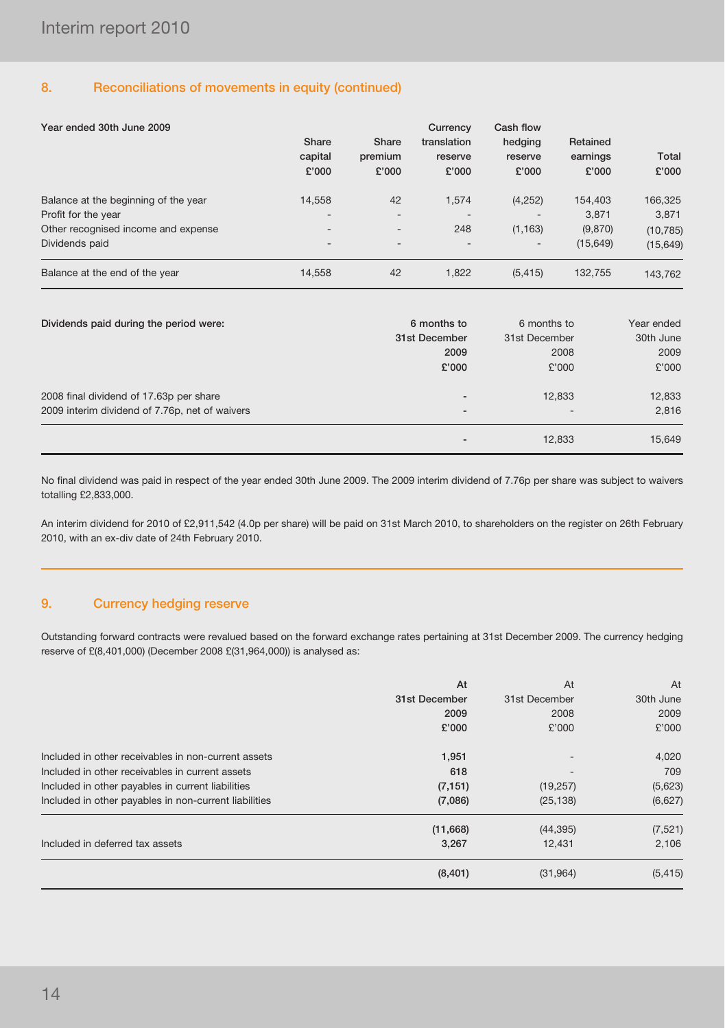## 8. Reconciliations of movements in equity (continued)

| Year ended 30th June 2009 | Share capital £'000 | Share premium £'000 | Currency translation reserve £'000 | Cash flow hedging reserve £'000 | Retained earnings £'000 | Total £'000 |
|---|---|---|---|---|---|---|
| Balance at the beginning of the year | 14,558 | 42 | 1,574 | (4,252) | 154,403 | 166,325 |
| Profit for the year | - | - | - | - | 3,871 | 3,871 |
| Other recognised income and expense | - | - | 248 | (1,163) | (9,870) | (10,785) |
| Dividends paid | - | - | - | - | (15,649) | (15,649) |
| Balance at the end of the year | 14,558 | 42 | 1,822 | (5,415) | 132,755 | 143,762 |

| Dividends paid during the period were: | 6 months to 31st December 2009 £'000 | 6 months to 31st December 2008 £'000 | Year ended 30th June 2009 £'000 |
|---|---|---|---|
| 2008 final dividend of 17.63p per share | - | 12,833 | 12,833 |
| 2009 interim dividend of 7.76p, net of waivers | - | - | 2,816 |
| | - | 12,833 | 15,649 |

No final dividend was paid in respect of the year ended 30th June 2009. The 2009 interim dividend of 7.76p per share was subject to waivers totalling £2,833,000.

An interim dividend for 2010 of £2,911,542 (4.0p per share) will be paid on 31st March 2010, to shareholders on the register on 26th February 2010, with an ex-div date of 24th February 2010.

## 9. Currency hedging reserve

Outstanding forward contracts were revalued based on the forward exchange rates pertaining at 31st December 2009. The currency hedging reserve of £(8,401,000) (December 2008 £(31,964,000)) is analysed as:

| | At 31st December 2009 £'000 | At 31st December 2008 £'000 | At 30th June 2009 £'000 |
|---|---|---|---|
| Included in other receivables in non-current assets | 1,951 | - | 4,020 |
| Included in other receivables in current assets | 618 | - | 709 |
| Included in other payables in current liabilities | (7,151) | (19,257) | (5,623) |
| Included in other payables in non-current liabilities | (7,086) | (25,138) | (6,627) |
| | (11,668) | (44,395) | (7,521) |
| Included in deferred tax assets | 3,267 | 12,431 | 2,106 |
| | (8,401) | (31,964) | (5,415) |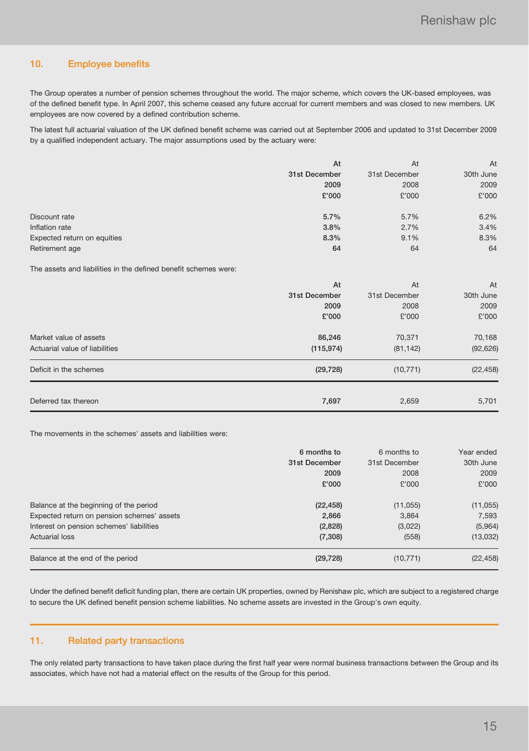## 10. Employee benefits

The Group operates a number of pension schemes throughout the world. The major scheme, which covers the UK-based employees, was of the defined benefit type. In April 2007, this scheme ceased any future accrual for current members and was closed to new members. UK employees are now covered by a defined contribution scheme.

The latest full actuarial valuation of the UK defined benefit scheme was carried out at September 2006 and updated to 31st December 2009 by a qualified independent actuary. The major assumptions used by the actuary were:

| | At 31st December 2009 £'000 | At 31st December 2008 £'000 | At 30th June 2009 £'000 |
|---|---|---|---|
| Discount rate | **5.7%** | 5.7% | 6.2% |
| Inflation rate | **3.8%** | 2.7% | 3.4% |
| Expected return on equities | **8.3%** | 9.1% | 8.3% |
| Retirement age | **64** | 64 | 64 |

The assets and liabilities in the defined benefit schemes were:

| | At 31st December 2009 £'000 | At 31st December 2008 £'000 | At 30th June 2009 £'000 |
|---|---|---|---|
| Market value of assets | **86,246** | 70,371 | 70,168 |
| Actuarial value of liabilities | **(115,974)** | (81,142) | (92,626) |
| Deficit in the schemes | **(29,728)** | (10,771) | (22,458) |
| Deferred tax thereon | **7,697** | 2,659 | 5,701 |

The movements in the schemes' assets and liabilities were:

| | 6 months to 31st December 2009 £'000 | 6 months to 31st December 2008 £'000 | Year ended 30th June 2009 £'000 |
|---|---|---|---|
| Balance at the beginning of the period | **(22,458)** | (11,055) | (11,055) |
| Expected return on pension schemes' assets | **2,866** | 3,864 | 7,593 |
| Interest on pension schemes' liabilities | **(2,828)** | (3,022) | (5,964) |
| Actuarial loss | **(7,308)** | (558) | (13,032) |
| Balance at the end of the period | **(29,728)** | (10,771) | (22,458) |

Under the defined benefit deficit funding plan, there are certain UK properties, owned by Renishaw plc, which are subject to a registered charge to secure the UK defined benefit pension scheme liabilities. No scheme assets are invested in the Group's own equity.

## 11. Related party transactions

The only related party transactions to have taken place during the first half year were normal business transactions between the Group and its associates, which have not had a material effect on the results of the Group for this period.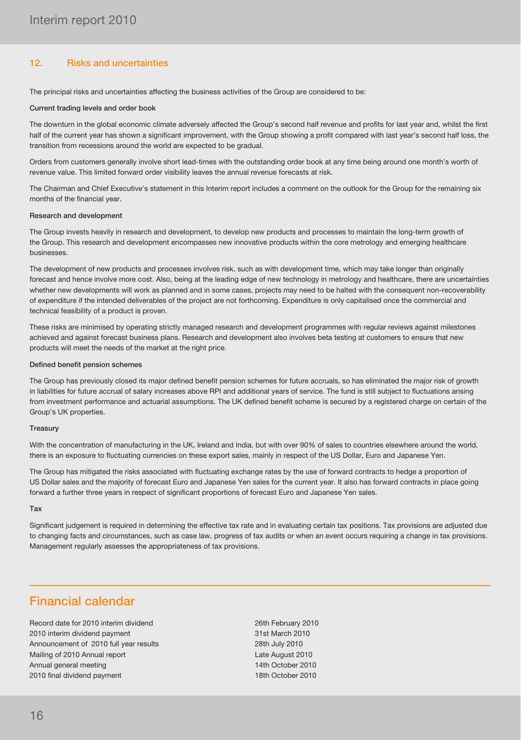## 12. Risks and uncertainties

The principal risks and uncertainties affecting the business activities of the Group are considered to be:

**Current trading levels and order book**

The downturn in the global economic climate adversely affected the Group's second half revenue and profits for last year and, whilst the first half of the current year has shown a significant improvement, with the Group showing a profit compared with last year's second half loss, the transition from recessions around the world are expected to be gradual.

Orders from customers generally involve short lead-times with the outstanding order book at any time being around one month's worth of revenue value. This limited forward order visibility leaves the annual revenue forecasts at risk.

The Chairman and Chief Executive's statement in this Interim report includes a comment on the outlook for the Group for the remaining six months of the financial year.

**Research and development**

The Group invests heavily in research and development, to develop new products and processes to maintain the long-term growth of the Group. This research and development encompasses new innovative products within the core metrology and emerging healthcare businesses.

The development of new products and processes involves risk, such as with development time, which may take longer than originally forecast and hence involve more cost. Also, being at the leading edge of new technology in metrology and healthcare, there are uncertainties whether new developments will work as planned and in some cases, projects may need to be halted with the consequent non-recoverability of expenditure if the intended deliverables of the project are not forthcoming. Expenditure is only capitalised once the commercial and technical feasibility of a product is proven.

These risks are minimised by operating strictly managed research and development programmes with regular reviews against milestones achieved and against forecast business plans. Research and development also involves beta testing at customers to ensure that new products will meet the needs of the market at the right price.

**Defined benefit pension schemes**

The Group has previously closed its major defined benefit pension schemes for future accruals, so has eliminated the major risk of growth in liabilities for future accrual of salary increases above RPI and additional years of service. The fund is still subject to fluctuations arising from investment performance and actuarial assumptions. The UK defined benefit scheme is secured by a registered charge on certain of the Group's UK properties.

**Treasury**

With the concentration of manufacturing in the UK, Ireland and India, but with over 90% of sales to countries elsewhere around the world, there is an exposure to fluctuating currencies on these export sales, mainly in respect of the US Dollar, Euro and Japanese Yen.

The Group has mitigated the risks associated with fluctuating exchange rates by the use of forward contracts to hedge a proportion of US Dollar sales and the majority of forecast Euro and Japanese Yen sales for the current year. It also has forward contracts in place going forward a further three years in respect of significant proportions of forecast Euro and Japanese Yen sales.

**Tax**

Significant judgement is required in determining the effective tax rate and in evaluating certain tax positions. Tax provisions are adjusted due to changing facts and circumstances, such as case law, progress of tax audits or when an event occurs requiring a change in tax provisions. Management regularly assesses the appropriateness of tax provisions.

## Financial calendar

| | |
|---|---|
| Record date for 2010 interim dividend | 26th February 2010 |
| 2010 interim dividend payment | 31st March 2010 |
| Announcement of 2010 full year results | 28th July 2010 |
| Mailing of 2010 Annual report | Late August 2010 |
| Annual general meeting | 14th October 2010 |
| 2010 final dividend payment | 18th October 2010 |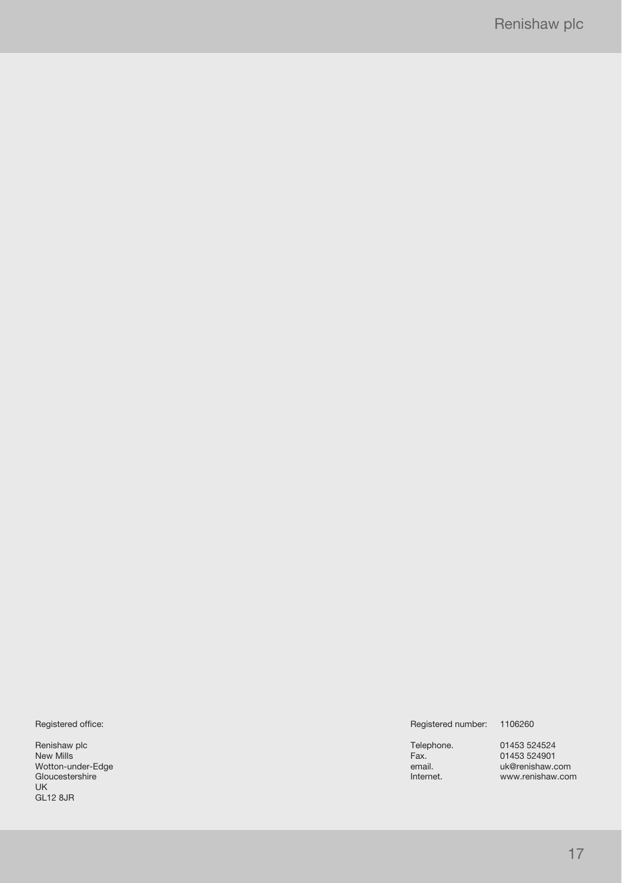Registered office:

Renishaw plc
New Mills
Wotton-under-Edge
Gloucestershire
UK
GL12 8JR

| | |
|---|---|
| Registered number: | 1106260 |
| Telephone. | 01453 524524 |
| Fax. | 01453 524901 |
| email. | uk@renishaw.com |
| Internet. | www.renishaw.com |